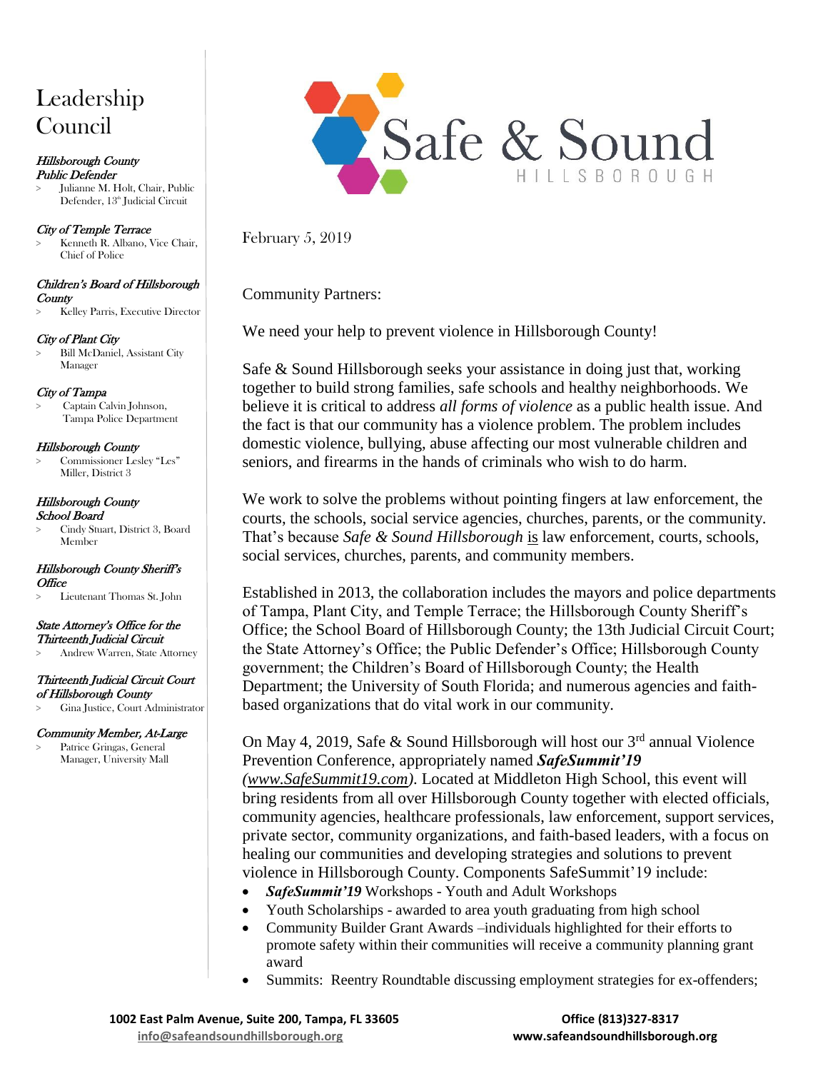# Safe & Sound

HILLSBOROUGH

## Leadership Council

***Hillsborough County Public Defender***
> Julianne M. Holt, Chair, Public Defender, 13th Judicial Circuit

***City of Temple Terrace***
> Kenneth R. Albano, Vice Chair, Chief of Police

***Children's Board of Hillsborough County***
> Kelley Parris, Executive Director

***City of Plant City***
> Bill McDaniel, Assistant City Manager

***City of Tampa***
> Captain Calvin Johnson, Tampa Police Department

***Hillsborough County***
> Commissioner Lesley "Les" Miller, District 3

***Hillsborough County School Board***
> Cindy Stuart, District 3, Board Member

***Hillsborough County Sheriff's Office***
> Lieutenant Thomas St. John

***State Attorney's Office for the Thirteenth Judicial Circuit***
> Andrew Warren, State Attorney

***Thirteenth Judicial Circuit Court of Hillsborough County***
> Gina Justice, Court Administrator

***Community Member, At-Large***
> Patrice Gringas, General Manager, University Mall

February 5, 2019

Community Partners:

We need your help to prevent violence in Hillsborough County!

Safe & Sound Hillsborough seeks your assistance in doing just that, working together to build strong families, safe schools and healthy neighborhoods. We believe it is critical to address *all forms of violence* as a public health issue. And the fact is that our community has a violence problem. The problem includes domestic violence, bullying, abuse affecting our most vulnerable children and seniors, and firearms in the hands of criminals who wish to do harm.

We work to solve the problems without pointing fingers at law enforcement, the courts, the schools, social service agencies, churches, parents, or the community. That's because *Safe & Sound Hillsborough* is law enforcement, courts, schools, social services, churches, parents, and community members.

Established in 2013, the collaboration includes the mayors and police departments of Tampa, Plant City, and Temple Terrace; the Hillsborough County Sheriff's Office; the School Board of Hillsborough County; the 13th Judicial Circuit Court; the State Attorney's Office; the Public Defender's Office; Hillsborough County government; the Children's Board of Hillsborough County; the Health Department; the University of South Florida; and numerous agencies and faith-based organizations that do vital work in our community.

On May 4, 2019, Safe & Sound Hillsborough will host our 3rd annual Violence Prevention Conference, appropriately named ***SafeSummit'19*** *(www.SafeSummit19.com)*. Located at Middleton High School, this event will bring residents from all over Hillsborough County together with elected officials, community agencies, healthcare professionals, law enforcement, support services, private sector, community organizations, and faith-based leaders, with a focus on healing our communities and developing strategies and solutions to prevent violence in Hillsborough County. Components SafeSummit'19 include:

- ***SafeSummit'19*** Workshops - Youth and Adult Workshops
- Youth Scholarships - awarded to area youth graduating from high school
- Community Builder Grant Awards –individuals highlighted for their efforts to promote safety within their communities will receive a community planning grant award
- Summits: Reentry Roundtable discussing employment strategies for ex-offenders;

**1002 East Palm Avenue, Suite 200, Tampa, FL 33605** **Office (813)327-8317**
**info@safeandsoundhillsborough.org** **www.safeandsoundhillsborough.org**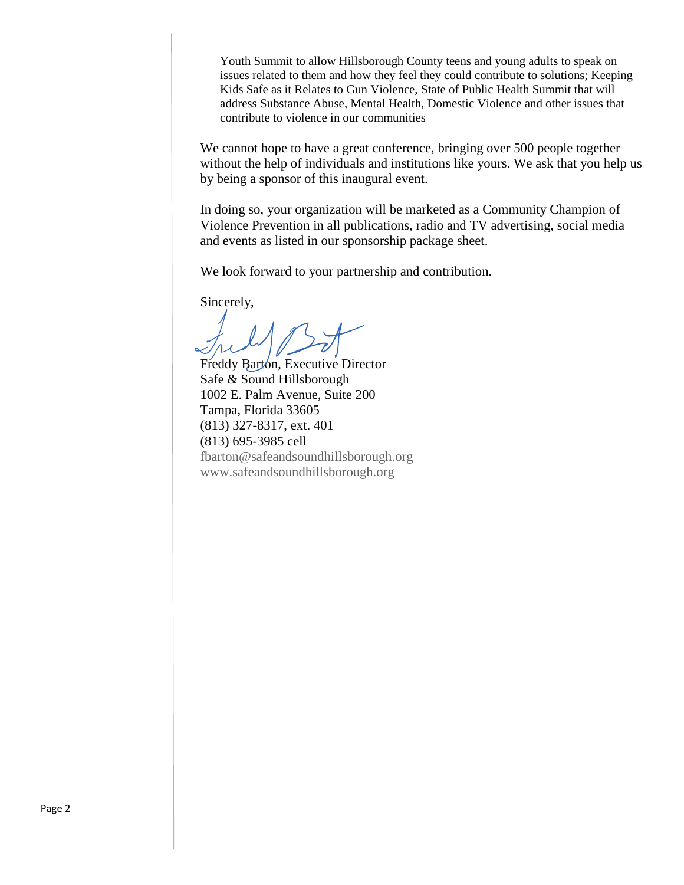Youth Summit to allow Hillsborough County teens and young adults to speak on issues related to them and how they feel they could contribute to solutions; Keeping Kids Safe as it Relates to Gun Violence, State of Public Health Summit that will address Substance Abuse, Mental Health, Domestic Violence and other issues that contribute to violence in our communities

We cannot hope to have a great conference, bringing over 500 people together without the help of individuals and institutions like yours. We ask that you help us by being a sponsor of this inaugural event.

In doing so, your organization will be marketed as a Community Champion of Violence Prevention in all publications, radio and TV advertising, social media and events as listed in our sponsorship package sheet.

We look forward to your partnership and contribution.

Sincerely,

Freddy Barton, Executive Director
Safe & Sound Hillsborough
1002 E. Palm Avenue, Suite 200
Tampa, Florida 33605
(813) 327-8317, ext. 401
(813) 695-3985 cell
fbarton@safeandsoundhillsborough.org
www.safeandsoundhillsborough.org